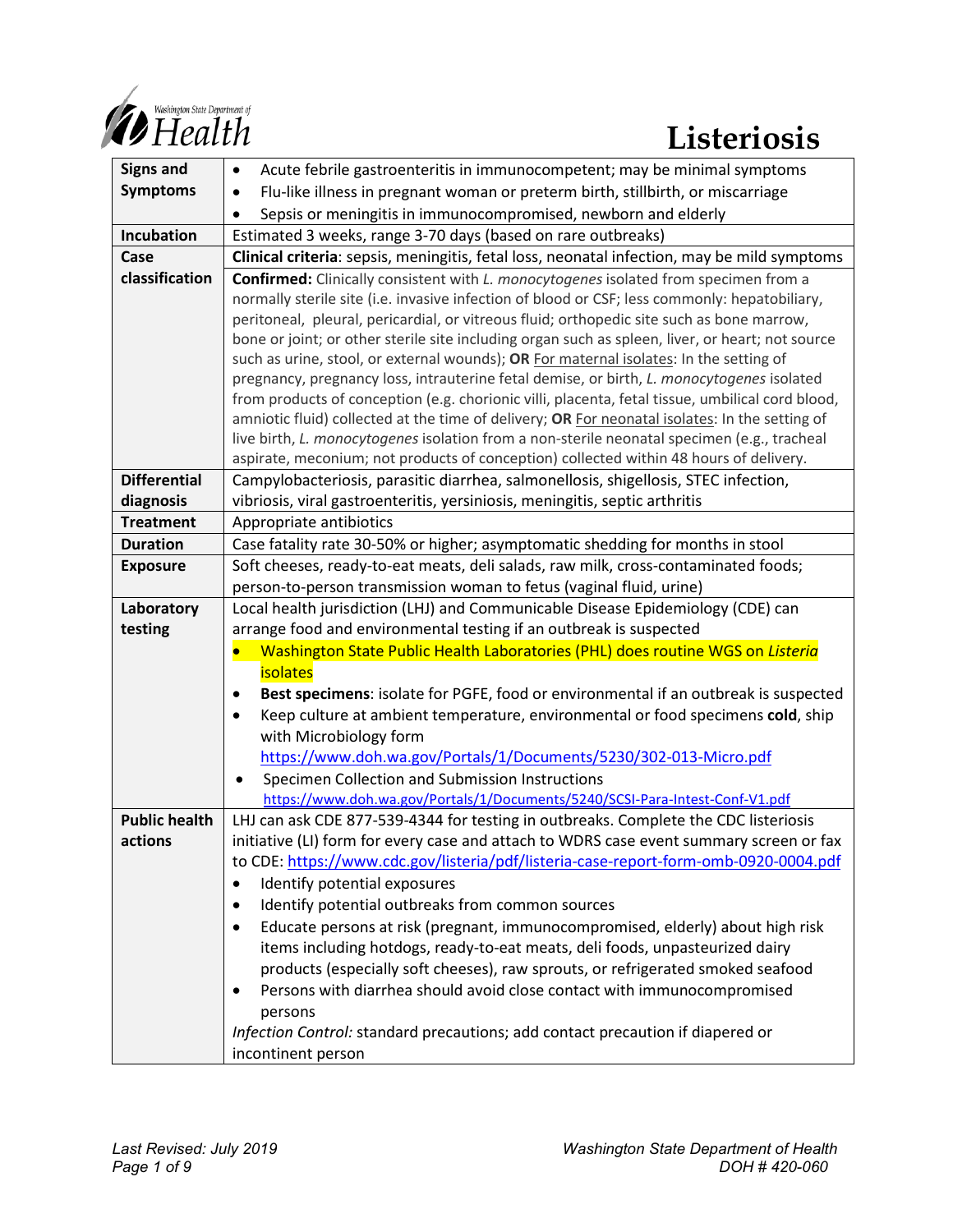# Listeriosis

| | |
|---|---|
| **Signs and Symptoms** | • Acute febrile gastroenteritis in immunocompetent; may be minimal symptoms<br>• Flu-like illness in pregnant woman or preterm birth, stillbirth, or miscarriage<br>• Sepsis or meningitis in immunocompromised, newborn and elderly |
| **Incubation** | Estimated 3 weeks, range 3-70 days (based on rare outbreaks) |
| **Case classification** | **Clinical criteria**: sepsis, meningitis, fetal loss, neonatal infection, may be mild symptoms<br>**Confirmed:** Clinically consistent with *L. monocytogenes* isolated from specimen from a normally sterile site (i.e. invasive infection of blood or CSF; less commonly: hepatobiliary, peritoneal, pleural, pericardial, or vitreous fluid; orthopedic site such as bone marrow, bone or joint; or other sterile site including organ such as spleen, liver, or heart; not source such as urine, stool, or external wounds); **OR** For maternal isolates: In the setting of pregnancy, pregnancy loss, intrauterine fetal demise, or birth, *L. monocytogenes* isolated from products of conception (e.g. chorionic villi, placenta, fetal tissue, umbilical cord blood, amniotic fluid) collected at the time of delivery; **OR** For neonatal isolates: In the setting of live birth, *L. monocytogenes* isolation from a non-sterile neonatal specimen (e.g., tracheal aspirate, meconium; not products of conception) collected within 48 hours of delivery. |
| **Differential diagnosis** | Campylobacteriosis, parasitic diarrhea, salmonellosis, shigellosis, STEC infection, vibriosis, viral gastroenteritis, yersiniosis, meningitis, septic arthritis |
| **Treatment** | Appropriate antibiotics |
| **Duration** | Case fatality rate 30-50% or higher; asymptomatic shedding for months in stool |
| **Exposure** | Soft cheeses, ready-to-eat meats, deli salads, raw milk, cross-contaminated foods; person-to-person transmission woman to fetus (vaginal fluid, urine) |
| **Laboratory testing** | Local health jurisdiction (LHJ) and Communicable Disease Epidemiology (CDE) can arrange food and environmental testing if an outbreak is suspected<br>• Washington State Public Health Laboratories (PHL) does routine WGS on *Listeria* isolates<br>• **Best specimens**: isolate for PGFE, food or environmental if an outbreak is suspected<br>• Keep culture at ambient temperature, environmental or food specimens **cold**, ship with Microbiology form https://www.doh.wa.gov/Portals/1/Documents/5230/302-013-Micro.pdf<br>• Specimen Collection and Submission Instructions https://www.doh.wa.gov/Portals/1/Documents/5240/SCSI-Para-Intest-Conf-V1.pdf |
| **Public health actions** | LHJ can ask CDE 877-539-4344 for testing in outbreaks. Complete the CDC listeriosis initiative (LI) form for every case and attach to WDRS case event summary screen or fax to CDE: https://www.cdc.gov/listeria/pdf/listeria-case-report-form-omb-0920-0004.pdf<br>• Identify potential exposures<br>• Identify potential outbreaks from common sources<br>• Educate persons at risk (pregnant, immunocompromised, elderly) about high risk items including hotdogs, ready-to-eat meats, deli foods, unpasteurized dairy products (especially soft cheeses), raw sprouts, or refrigerated smoked seafood<br>• Persons with diarrhea should avoid close contact with immunocompromised persons<br>*Infection Control:* standard precautions; add contact precaution if diapered or incontinent person |

*Last Revised: July 2019*

*Washington State Department of Health*
*DOH # 420-060*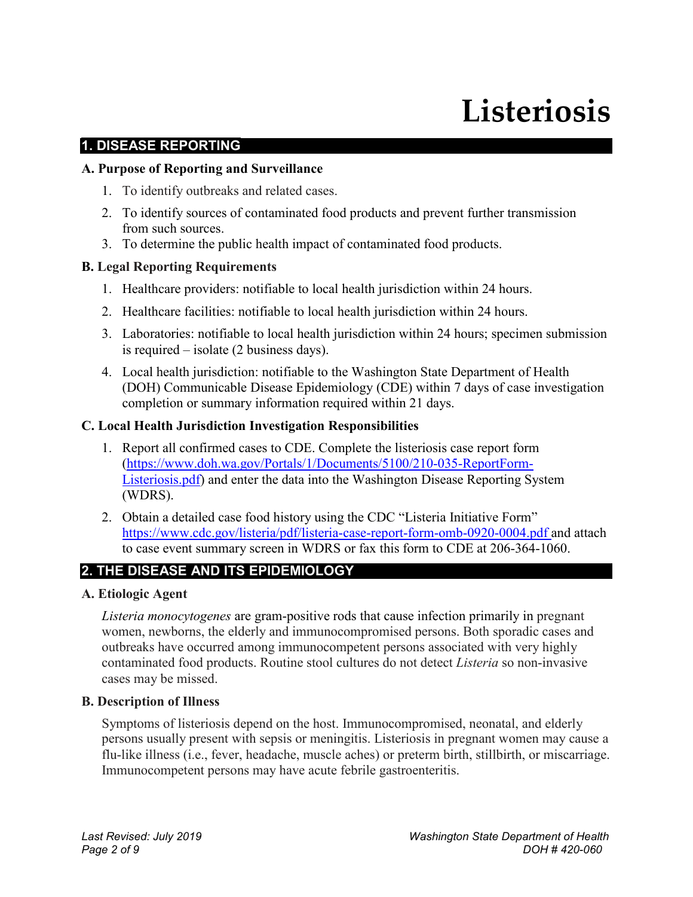# Listeriosis

## 1. DISEASE REPORTING

### A. Purpose of Reporting and Surveillance

1. To identify outbreaks and related cases.
2. To identify sources of contaminated food products and prevent further transmission from such sources.
3. To determine the public health impact of contaminated food products.

### B. Legal Reporting Requirements

1. Healthcare providers: notifiable to local health jurisdiction within 24 hours.
2. Healthcare facilities: notifiable to local health jurisdiction within 24 hours.
3. Laboratories: notifiable to local health jurisdiction within 24 hours; specimen submission is required – isolate (2 business days).
4. Local health jurisdiction: notifiable to the Washington State Department of Health (DOH) Communicable Disease Epidemiology (CDE) within 7 days of case investigation completion or summary information required within 21 days.

### C. Local Health Jurisdiction Investigation Responsibilities

1. Report all confirmed cases to CDE. Complete the listeriosis case report form ([https://www.doh.wa.gov/Portals/1/Documents/5100/210-035-ReportForm-Listeriosis.pdf](https://www.doh.wa.gov/Portals/1/Documents/5100/210-035-ReportForm-Listeriosis.pdf)) and enter the data into the Washington Disease Reporting System (WDRS).
2. Obtain a detailed case food history using the CDC "Listeria Initiative Form" [https://www.cdc.gov/listeria/pdf/listeria-case-report-form-omb-0920-0004.pdf](https://www.cdc.gov/listeria/pdf/listeria-case-report-form-omb-0920-0004.pdf) and attach to case event summary screen in WDRS or fax this form to CDE at 206-364-1060.

## 2. THE DISEASE AND ITS EPIDEMIOLOGY

### A. Etiologic Agent

*Listeria monocytogenes* are gram-positive rods that cause infection primarily in pregnant women, newborns, the elderly and immunocompromised persons. Both sporadic cases and outbreaks have occurred among immunocompetent persons associated with very highly contaminated food products. Routine stool cultures do not detect *Listeria* so non-invasive cases may be missed.

### B. Description of Illness

Symptoms of listeriosis depend on the host. Immunocompromised, neonatal, and elderly persons usually present with sepsis or meningitis. Listeriosis in pregnant women may cause a flu-like illness (i.e., fever, headache, muscle aches) or preterm birth, stillbirth, or miscarriage. Immunocompetent persons may have acute febrile gastroenteritis.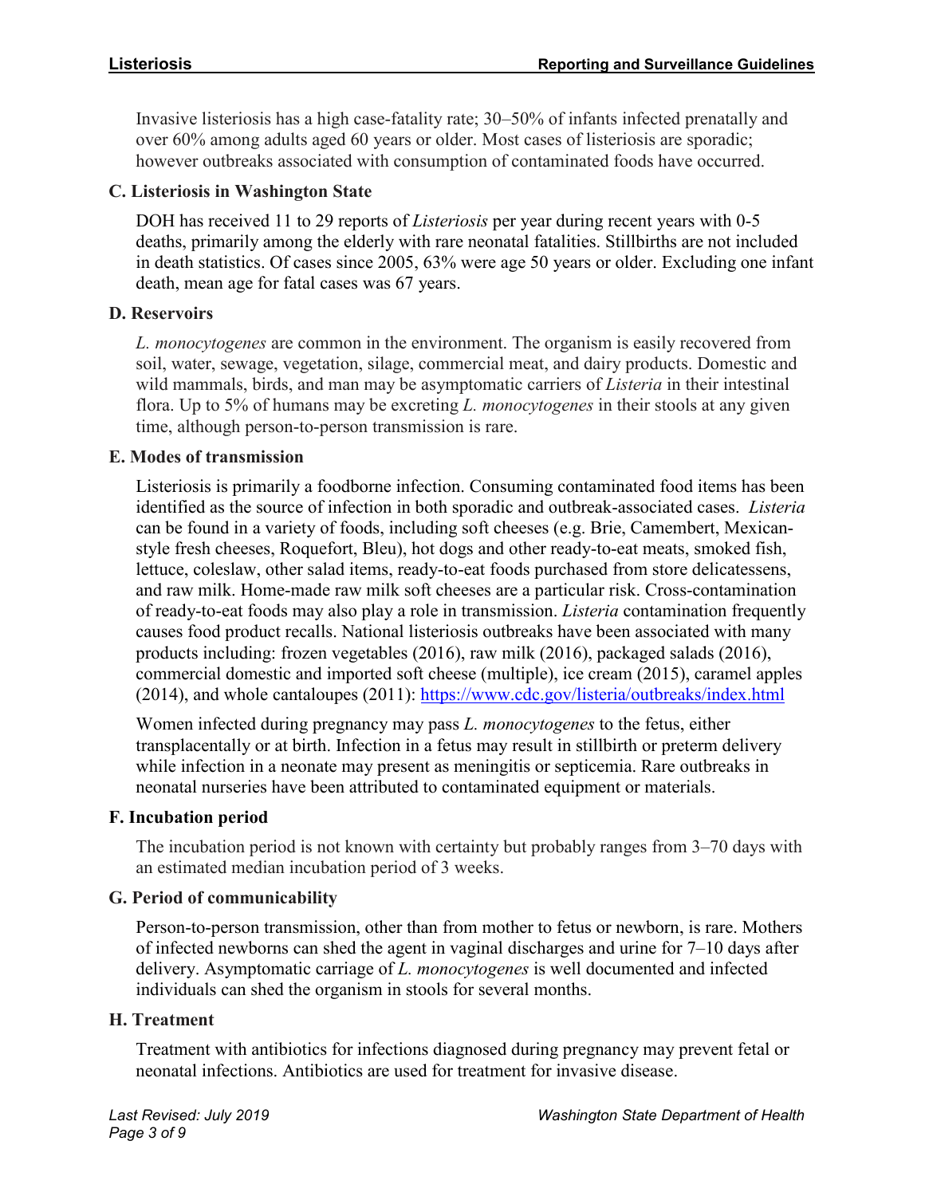Invasive listeriosis has a high case-fatality rate; 30–50% of infants infected prenatally and over 60% among adults aged 60 years or older. Most cases of listeriosis are sporadic; however outbreaks associated with consumption of contaminated foods have occurred.

### C. Listeriosis in Washington State

DOH has received 11 to 29 reports of *Listeriosis* per year during recent years with 0-5 deaths, primarily among the elderly with rare neonatal fatalities. Stillbirths are not included in death statistics. Of cases since 2005, 63% were age 50 years or older. Excluding one infant death, mean age for fatal cases was 67 years.

### D. Reservoirs

*L. monocytogenes* are common in the environment. The organism is easily recovered from soil, water, sewage, vegetation, silage, commercial meat, and dairy products. Domestic and wild mammals, birds, and man may be asymptomatic carriers of *Listeria* in their intestinal flora. Up to 5% of humans may be excreting *L. monocytogenes* in their stools at any given time, although person-to-person transmission is rare.

### E. Modes of transmission

Listeriosis is primarily a foodborne infection. Consuming contaminated food items has been identified as the source of infection in both sporadic and outbreak-associated cases. *Listeria* can be found in a variety of foods, including soft cheeses (e.g. Brie, Camembert, Mexican-style fresh cheeses, Roquefort, Bleu), hot dogs and other ready-to-eat meats, smoked fish, lettuce, coleslaw, other salad items, ready-to-eat foods purchased from store delicatessens, and raw milk. Home-made raw milk soft cheeses are a particular risk. Cross-contamination of ready-to-eat foods may also play a role in transmission. *Listeria* contamination frequently causes food product recalls. National listeriosis outbreaks have been associated with many products including: frozen vegetables (2016), raw milk (2016), packaged salads (2016), commercial domestic and imported soft cheese (multiple), ice cream (2015), caramel apples (2014), and whole cantaloupes (2011): https://www.cdc.gov/listeria/outbreaks/index.html

Women infected during pregnancy may pass *L. monocytogenes* to the fetus, either transplacentally or at birth. Infection in a fetus may result in stillbirth or preterm delivery while infection in a neonate may present as meningitis or septicemia. Rare outbreaks in neonatal nurseries have been attributed to contaminated equipment or materials.

### F. Incubation period

The incubation period is not known with certainty but probably ranges from 3–70 days with an estimated median incubation period of 3 weeks.

### G. Period of communicability

Person-to-person transmission, other than from mother to fetus or newborn, is rare. Mothers of infected newborns can shed the agent in vaginal discharges and urine for 7–10 days after delivery. Asymptomatic carriage of *L. monocytogenes* is well documented and infected individuals can shed the organism in stools for several months.

### H. Treatment

Treatment with antibiotics for infections diagnosed during pregnancy may prevent fetal or neonatal infections. Antibiotics are used for treatment for invasive disease.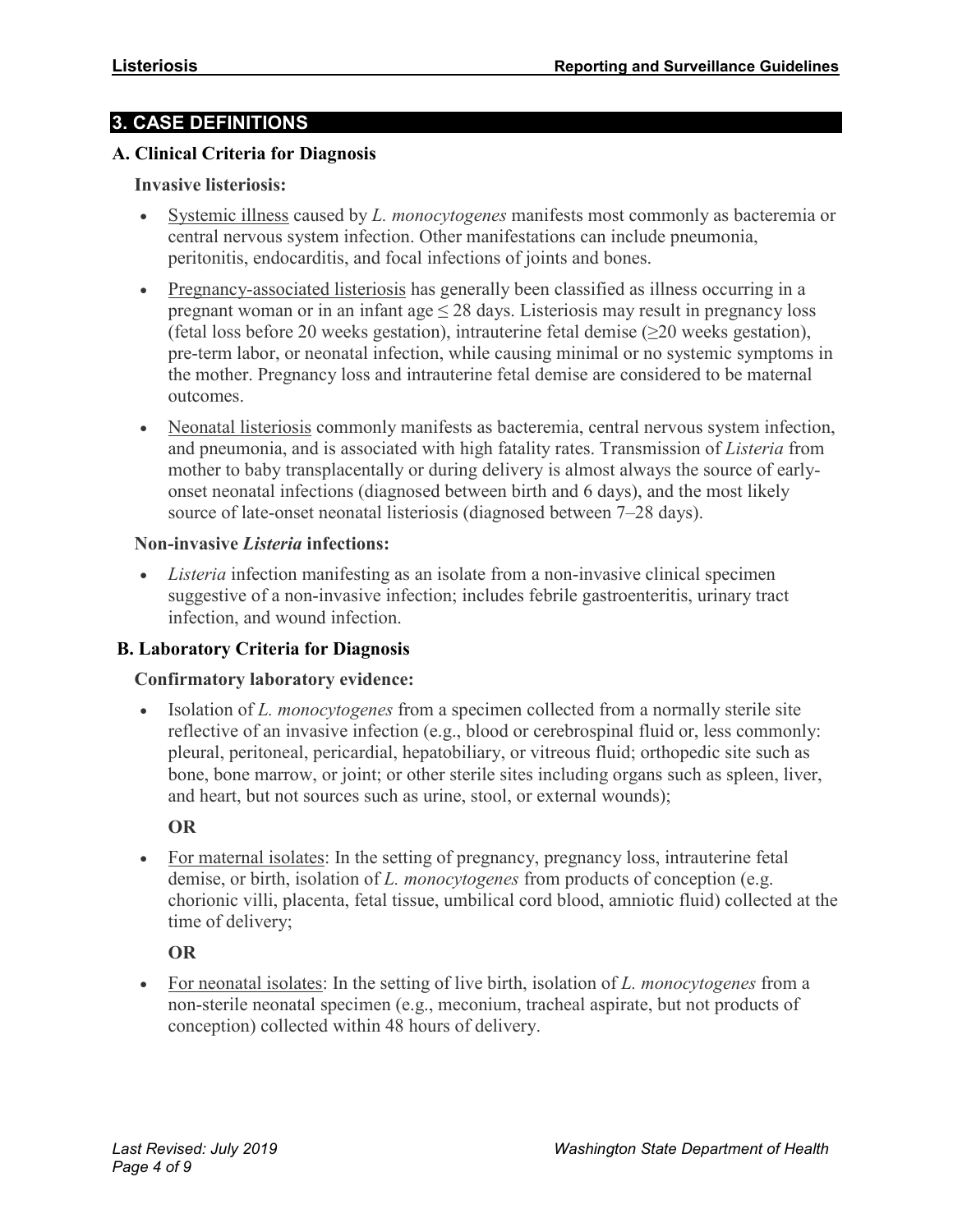## 3. CASE DEFINITIONS

### A. Clinical Criteria for Diagnosis

**Invasive listeriosis:**

- Systemic illness caused by *L. monocytogenes* manifests most commonly as bacteremia or central nervous system infection. Other manifestations can include pneumonia, peritonitis, endocarditis, and focal infections of joints and bones.
- Pregnancy-associated listeriosis has generally been classified as illness occurring in a pregnant woman or in an infant age ≤ 28 days. Listeriosis may result in pregnancy loss (fetal loss before 20 weeks gestation), intrauterine fetal demise (≥20 weeks gestation), pre-term labor, or neonatal infection, while causing minimal or no systemic symptoms in the mother. Pregnancy loss and intrauterine fetal demise are considered to be maternal outcomes.
- Neonatal listeriosis commonly manifests as bacteremia, central nervous system infection, and pneumonia, and is associated with high fatality rates. Transmission of *Listeria* from mother to baby transplacentally or during delivery is almost always the source of early-onset neonatal infections (diagnosed between birth and 6 days), and the most likely source of late-onset neonatal listeriosis (diagnosed between 7–28 days).

**Non-invasive *Listeria* infections:**

- *Listeria* infection manifesting as an isolate from a non-invasive clinical specimen suggestive of a non-invasive infection; includes febrile gastroenteritis, urinary tract infection, and wound infection.

### B. Laboratory Criteria for Diagnosis

**Confirmatory laboratory evidence:**

- Isolation of *L. monocytogenes* from a specimen collected from a normally sterile site reflective of an invasive infection (e.g., blood or cerebrospinal fluid or, less commonly: pleural, peritoneal, pericardial, hepatobiliary, or vitreous fluid; orthopedic site such as bone, bone marrow, or joint; or other sterile sites including organs such as spleen, liver, and heart, but not sources such as urine, stool, or external wounds);

  **OR**

- For maternal isolates: In the setting of pregnancy, pregnancy loss, intrauterine fetal demise, or birth, isolation of *L. monocytogenes* from products of conception (e.g. chorionic villi, placenta, fetal tissue, umbilical cord blood, amniotic fluid) collected at the time of delivery;

  **OR**

- For neonatal isolates: In the setting of live birth, isolation of *L. monocytogenes* from a non-sterile neonatal specimen (e.g., meconium, tracheal aspirate, but not products of conception) collected within 48 hours of delivery.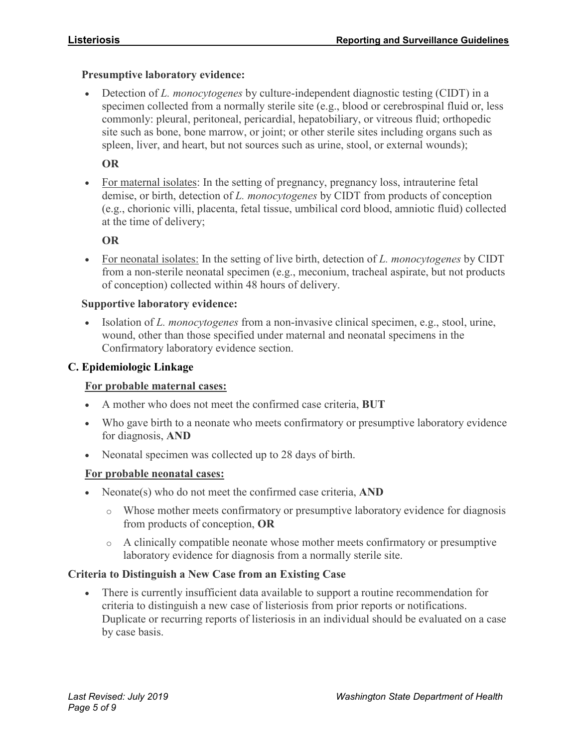**Presumptive laboratory evidence:**

- Detection of *L. monocytogenes* by culture-independent diagnostic testing (CIDT) in a specimen collected from a normally sterile site (e.g., blood or cerebrospinal fluid or, less commonly: pleural, peritoneal, pericardial, hepatobiliary, or vitreous fluid; orthopedic site such as bone, bone marrow, or joint; or other sterile sites including organs such as spleen, liver, and heart, but not sources such as urine, stool, or external wounds);

  **OR**

- For maternal isolates: In the setting of pregnancy, pregnancy loss, intrauterine fetal demise, or birth, detection of *L. monocytogenes* by CIDT from products of conception (e.g., chorionic villi, placenta, fetal tissue, umbilical cord blood, amniotic fluid) collected at the time of delivery;

  **OR**

- For neonatal isolates: In the setting of live birth, detection of *L. monocytogenes* by CIDT from a non-sterile neonatal specimen (e.g., meconium, tracheal aspirate, but not products of conception) collected within 48 hours of delivery.

**Supportive laboratory evidence:**

- Isolation of *L. monocytogenes* from a non-invasive clinical specimen, e.g., stool, urine, wound, other than those specified under maternal and neonatal specimens in the Confirmatory laboratory evidence section.

### C. Epidemiologic Linkage

**For probable maternal cases:**

- A mother who does not meet the confirmed case criteria, **BUT**
- Who gave birth to a neonate who meets confirmatory or presumptive laboratory evidence for diagnosis, **AND**
- Neonatal specimen was collected up to 28 days of birth.

**For probable neonatal cases:**

- Neonate(s) who do not meet the confirmed case criteria, **AND**
  - Whose mother meets confirmatory or presumptive laboratory evidence for diagnosis from products of conception, **OR**
  - A clinically compatible neonate whose mother meets confirmatory or presumptive laboratory evidence for diagnosis from a normally sterile site.

### Criteria to Distinguish a New Case from an Existing Case

- There is currently insufficient data available to support a routine recommendation for criteria to distinguish a new case of listeriosis from prior reports or notifications. Duplicate or recurring reports of listeriosis in an individual should be evaluated on a case by case basis.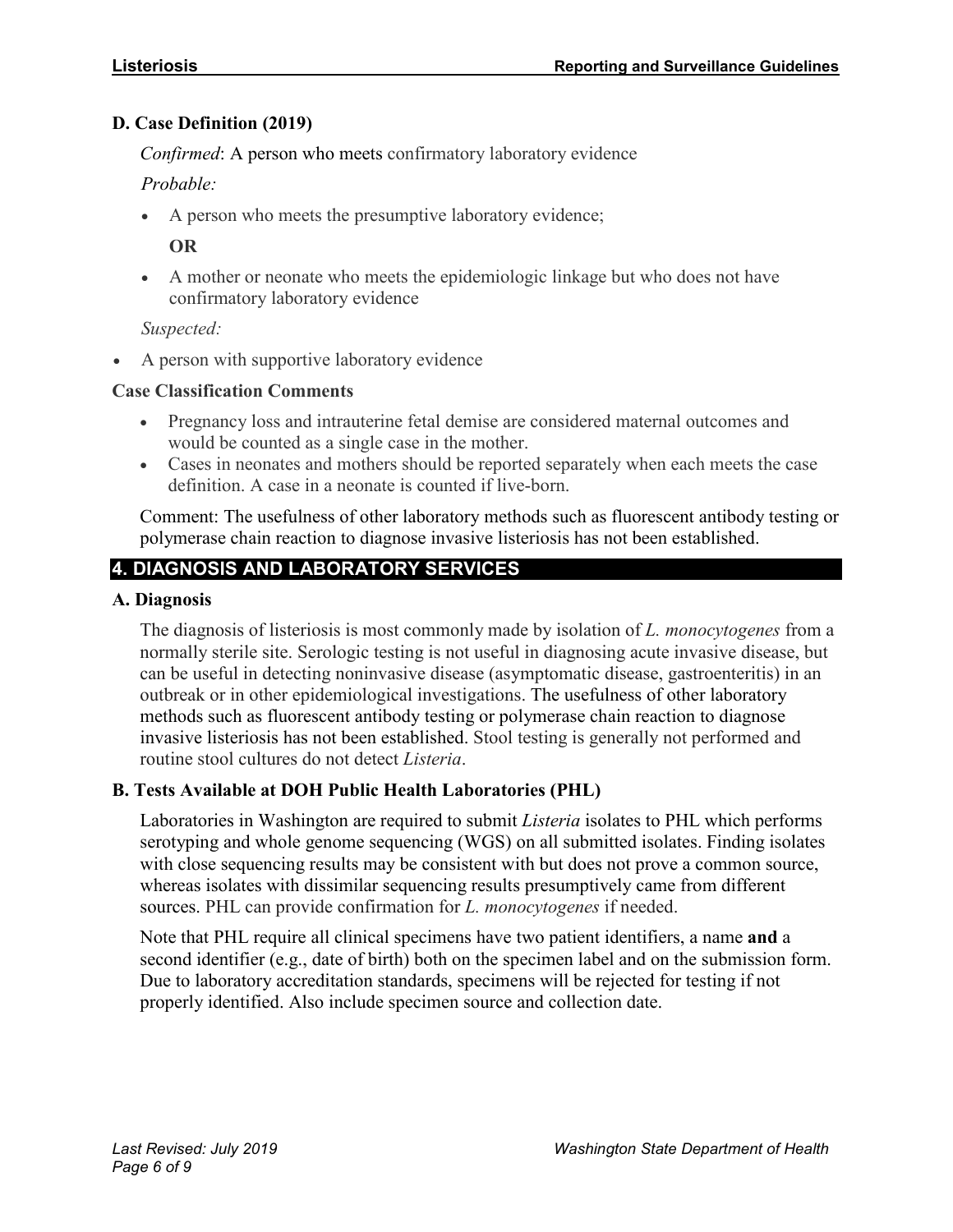### D. Case Definition (2019)

*Confirmed*: A person who meets confirmatory laboratory evidence

*Probable:*

- A person who meets the presumptive laboratory evidence;

  **OR**

- A mother or neonate who meets the epidemiologic linkage but who does not have confirmatory laboratory evidence

*Suspected:*

- A person with supportive laboratory evidence

### Case Classification Comments

- Pregnancy loss and intrauterine fetal demise are considered maternal outcomes and would be counted as a single case in the mother.
- Cases in neonates and mothers should be reported separately when each meets the case definition. A case in a neonate is counted if live-born.

Comment: The usefulness of other laboratory methods such as fluorescent antibody testing or polymerase chain reaction to diagnose invasive listeriosis has not been established.

## 4. DIAGNOSIS AND LABORATORY SERVICES

### A. Diagnosis

The diagnosis of listeriosis is most commonly made by isolation of *L. monocytogenes* from a normally sterile site. Serologic testing is not useful in diagnosing acute invasive disease, but can be useful in detecting noninvasive disease (asymptomatic disease, gastroenteritis) in an outbreak or in other epidemiological investigations. The usefulness of other laboratory methods such as fluorescent antibody testing or polymerase chain reaction to diagnose invasive listeriosis has not been established. Stool testing is generally not performed and routine stool cultures do not detect *Listeria*.

### B. Tests Available at DOH Public Health Laboratories (PHL)

Laboratories in Washington are required to submit *Listeria* isolates to PHL which performs serotyping and whole genome sequencing (WGS) on all submitted isolates. Finding isolates with close sequencing results may be consistent with but does not prove a common source, whereas isolates with dissimilar sequencing results presumptively came from different sources. PHL can provide confirmation for *L. monocytogenes* if needed.

Note that PHL require all clinical specimens have two patient identifiers, a name **and** a second identifier (e.g., date of birth) both on the specimen label and on the submission form. Due to laboratory accreditation standards, specimens will be rejected for testing if not properly identified. Also include specimen source and collection date.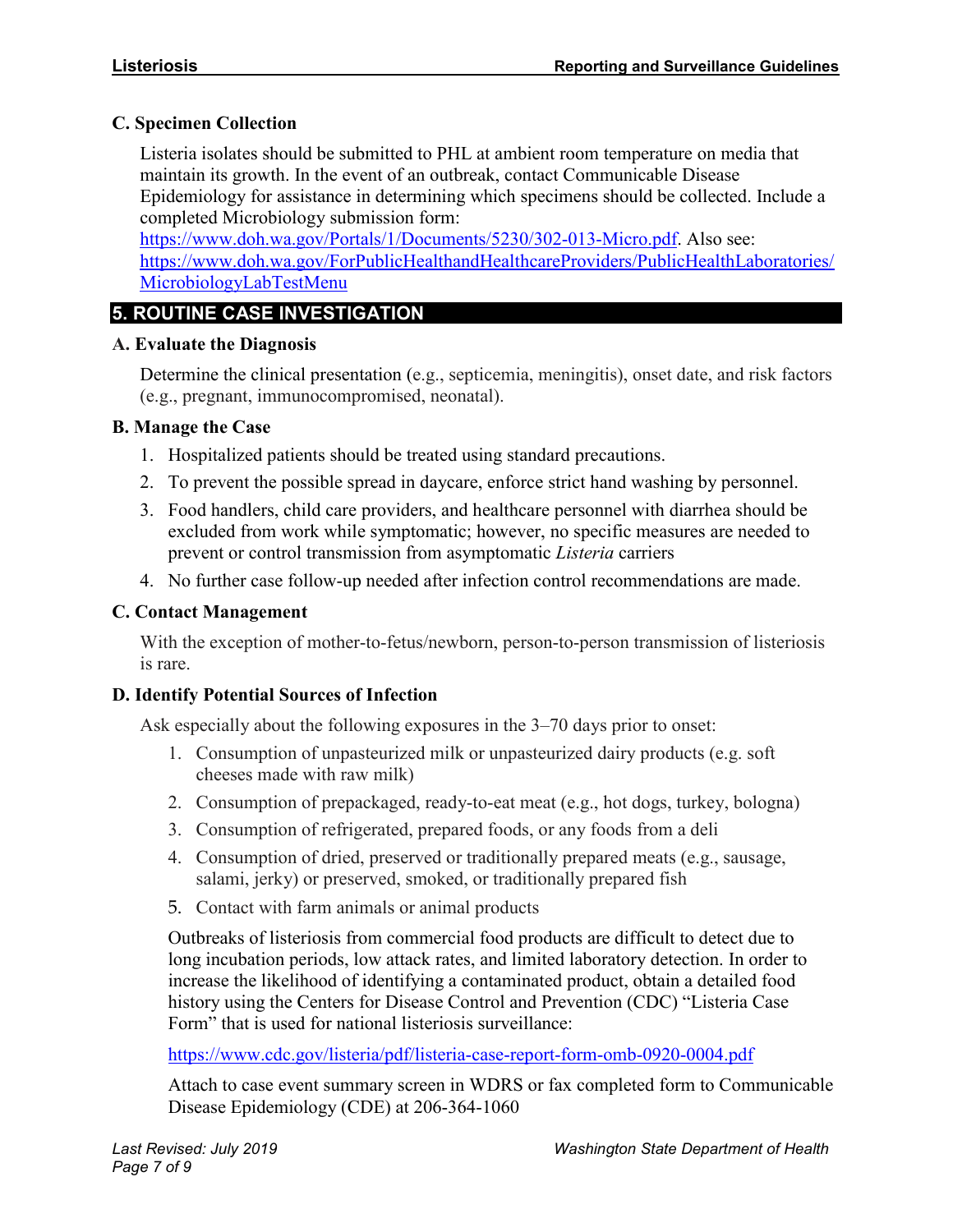### C. Specimen Collection

Listeria isolates should be submitted to PHL at ambient room temperature on media that maintain its growth. In the event of an outbreak, contact Communicable Disease Epidemiology for assistance in determining which specimens should be collected. Include a completed Microbiology submission form: https://www.doh.wa.gov/Portals/1/Documents/5230/302-013-Micro.pdf. Also see: https://www.doh.wa.gov/ForPublicHealthandHealthcareProviders/PublicHealthLaboratories/MicrobiologyLabTestMenu

## 5. ROUTINE CASE INVESTIGATION

### A. Evaluate the Diagnosis

Determine the clinical presentation (e.g., septicemia, meningitis), onset date, and risk factors (e.g., pregnant, immunocompromised, neonatal).

### B. Manage the Case

1. Hospitalized patients should be treated using standard precautions.
2. To prevent the possible spread in daycare, enforce strict hand washing by personnel.
3. Food handlers, child care providers, and healthcare personnel with diarrhea should be excluded from work while symptomatic; however, no specific measures are needed to prevent or control transmission from asymptomatic *Listeria* carriers
4. No further case follow-up needed after infection control recommendations are made.

### C. Contact Management

With the exception of mother-to-fetus/newborn, person-to-person transmission of listeriosis is rare.

### D. Identify Potential Sources of Infection

Ask especially about the following exposures in the 3–70 days prior to onset:

1. Consumption of unpasteurized milk or unpasteurized dairy products (e.g. soft cheeses made with raw milk)
2. Consumption of prepackaged, ready-to-eat meat (e.g., hot dogs, turkey, bologna)
3. Consumption of refrigerated, prepared foods, or any foods from a deli
4. Consumption of dried, preserved or traditionally prepared meats (e.g., sausage, salami, jerky) or preserved, smoked, or traditionally prepared fish
5. Contact with farm animals or animal products

Outbreaks of listeriosis from commercial food products are difficult to detect due to long incubation periods, low attack rates, and limited laboratory detection. In order to increase the likelihood of identifying a contaminated product, obtain a detailed food history using the Centers for Disease Control and Prevention (CDC) "Listeria Case Form" that is used for national listeriosis surveillance:

https://www.cdc.gov/listeria/pdf/listeria-case-report-form-omb-0920-0004.pdf

Attach to case event summary screen in WDRS or fax completed form to Communicable Disease Epidemiology (CDE) at 206-364-1060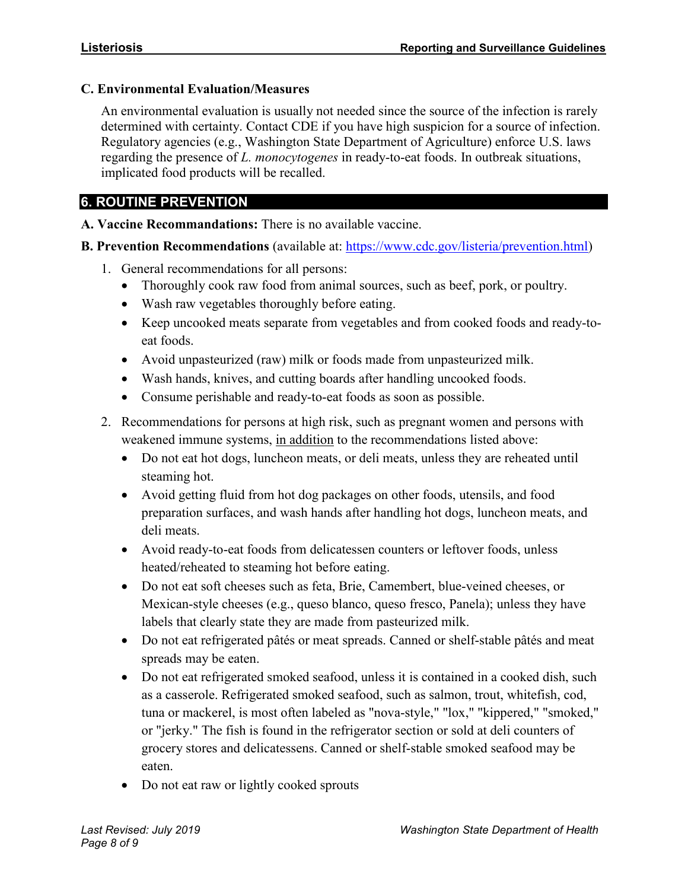### C. Environmental Evaluation/Measures

An environmental evaluation is usually not needed since the source of the infection is rarely determined with certainty. Contact CDE if you have high suspicion for a source of infection. Regulatory agencies (e.g., Washington State Department of Agriculture) enforce U.S. laws regarding the presence of *L. monocytogenes* in ready-to-eat foods. In outbreak situations, implicated food products will be recalled.

## 6. ROUTINE PREVENTION

**A. Vaccine Recommandations:** There is no available vaccine.

**B. Prevention Recommendations** (available at: https://www.cdc.gov/listeria/prevention.html)

1. General recommendations for all persons:
   - Thoroughly cook raw food from animal sources, such as beef, pork, or poultry.
   - Wash raw vegetables thoroughly before eating.
   - Keep uncooked meats separate from vegetables and from cooked foods and ready-to-eat foods.
   - Avoid unpasteurized (raw) milk or foods made from unpasteurized milk.
   - Wash hands, knives, and cutting boards after handling uncooked foods.
   - Consume perishable and ready-to-eat foods as soon as possible.
2. Recommendations for persons at high risk, such as pregnant women and persons with weakened immune systems, <u>in addition</u> to the recommendations listed above:
   - Do not eat hot dogs, luncheon meats, or deli meats, unless they are reheated until steaming hot.
   - Avoid getting fluid from hot dog packages on other foods, utensils, and food preparation surfaces, and wash hands after handling hot dogs, luncheon meats, and deli meats.
   - Avoid ready-to-eat foods from delicatessen counters or leftover foods, unless heated/reheated to steaming hot before eating.
   - Do not eat soft cheeses such as feta, Brie, Camembert, blue-veined cheeses, or Mexican-style cheeses (e.g., queso blanco, queso fresco, Panela); unless they have labels that clearly state they are made from pasteurized milk.
   - Do not eat refrigerated pâtés or meat spreads. Canned or shelf-stable pâtés and meat spreads may be eaten.
   - Do not eat refrigerated smoked seafood, unless it is contained in a cooked dish, such as a casserole. Refrigerated smoked seafood, such as salmon, trout, whitefish, cod, tuna or mackerel, is most often labeled as "nova-style," "lox," "kippered," "smoked," or "jerky." The fish is found in the refrigerator section or sold at deli counters of grocery stores and delicatessens. Canned or shelf-stable smoked seafood may be eaten.
   - Do not eat raw or lightly cooked sprouts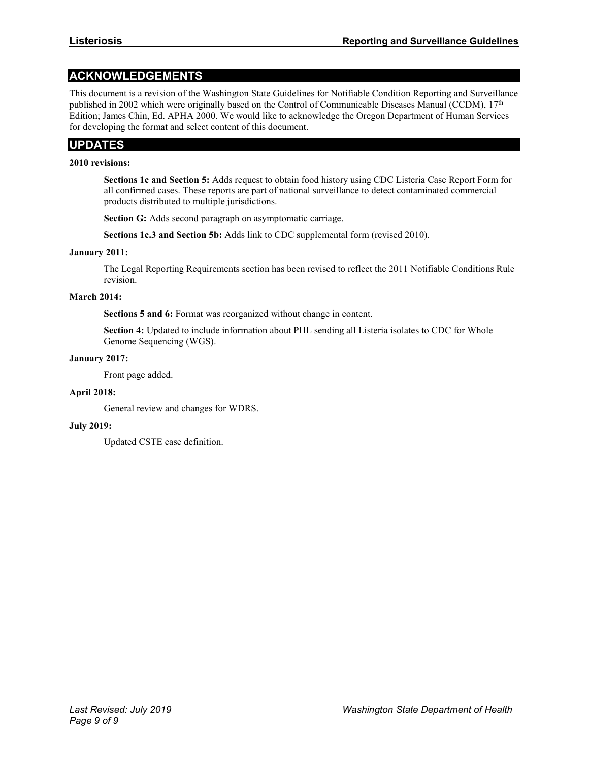## ACKNOWLEDGEMENTS

This document is a revision of the Washington State Guidelines for Notifiable Condition Reporting and Surveillance published in 2002 which were originally based on the Control of Communicable Diseases Manual (CCDM), 17th Edition; James Chin, Ed. APHA 2000. We would like to acknowledge the Oregon Department of Human Services for developing the format and select content of this document.

## UPDATES

**2010 revisions:**

**Sections 1c and Section 5:** Adds request to obtain food history using CDC Listeria Case Report Form for all confirmed cases. These reports are part of national surveillance to detect contaminated commercial products distributed to multiple jurisdictions.

**Section G:** Adds second paragraph on asymptomatic carriage.

**Sections 1c.3 and Section 5b:** Adds link to CDC supplemental form (revised 2010).

**January 2011:**

The Legal Reporting Requirements section has been revised to reflect the 2011 Notifiable Conditions Rule revision.

**March 2014:**

**Sections 5 and 6:** Format was reorganized without change in content.

**Section 4:** Updated to include information about PHL sending all Listeria isolates to CDC for Whole Genome Sequencing (WGS).

**January 2017:**

Front page added.

**April 2018:**

General review and changes for WDRS.

**July 2019:**

Updated CSTE case definition.